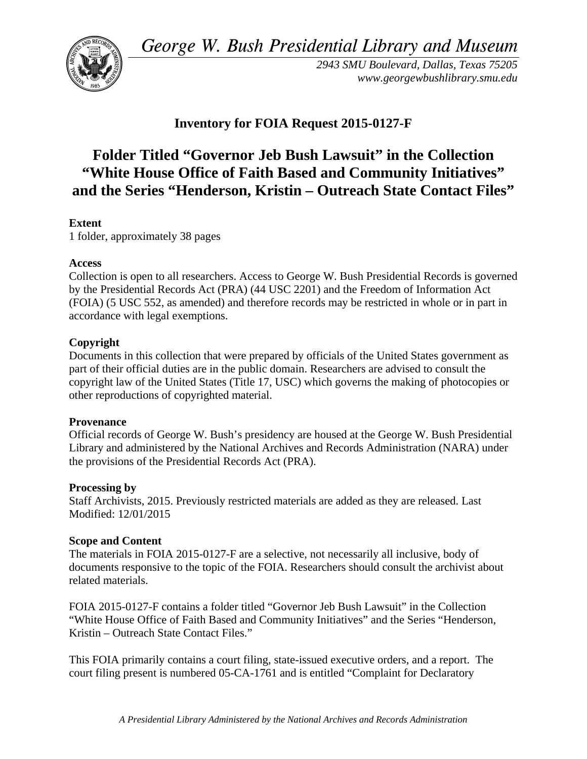*George W. Bush Presidential Library and Museum*

*2943 SMU Boulevard, Dallas, Texas 75205*
*www.georgewbushlibrary.smu.edu*

## Inventory for FOIA Request 2015-0127-F

# Folder Titled "Governor Jeb Bush Lawsuit" in the Collection "White House Office of Faith Based and Community Initiatives" and the Series "Henderson, Kristin – Outreach State Contact Files"

**Extent**
1 folder, approximately 38 pages

**Access**
Collection is open to all researchers. Access to George W. Bush Presidential Records is governed by the Presidential Records Act (PRA) (44 USC 2201) and the Freedom of Information Act (FOIA) (5 USC 552, as amended) and therefore records may be restricted in whole or in part in accordance with legal exemptions.

**Copyright**
Documents in this collection that were prepared by officials of the United States government as part of their official duties are in the public domain. Researchers are advised to consult the copyright law of the United States (Title 17, USC) which governs the making of photocopies or other reproductions of copyrighted material.

**Provenance**
Official records of George W. Bush's presidency are housed at the George W. Bush Presidential Library and administered by the National Archives and Records Administration (NARA) under the provisions of the Presidential Records Act (PRA).

**Processing by**
Staff Archivists, 2015. Previously restricted materials are added as they are released. Last Modified: 12/01/2015

**Scope and Content**
The materials in FOIA 2015-0127-F are a selective, not necessarily all inclusive, body of documents responsive to the topic of the FOIA. Researchers should consult the archivist about related materials.

FOIA 2015-0127-F contains a folder titled "Governor Jeb Bush Lawsuit" in the Collection "White House Office of Faith Based and Community Initiatives" and the Series "Henderson, Kristin – Outreach State Contact Files."

This FOIA primarily contains a court filing, state-issued executive orders, and a report. The court filing present is numbered 05-CA-1761 and is entitled "Complaint for Declaratory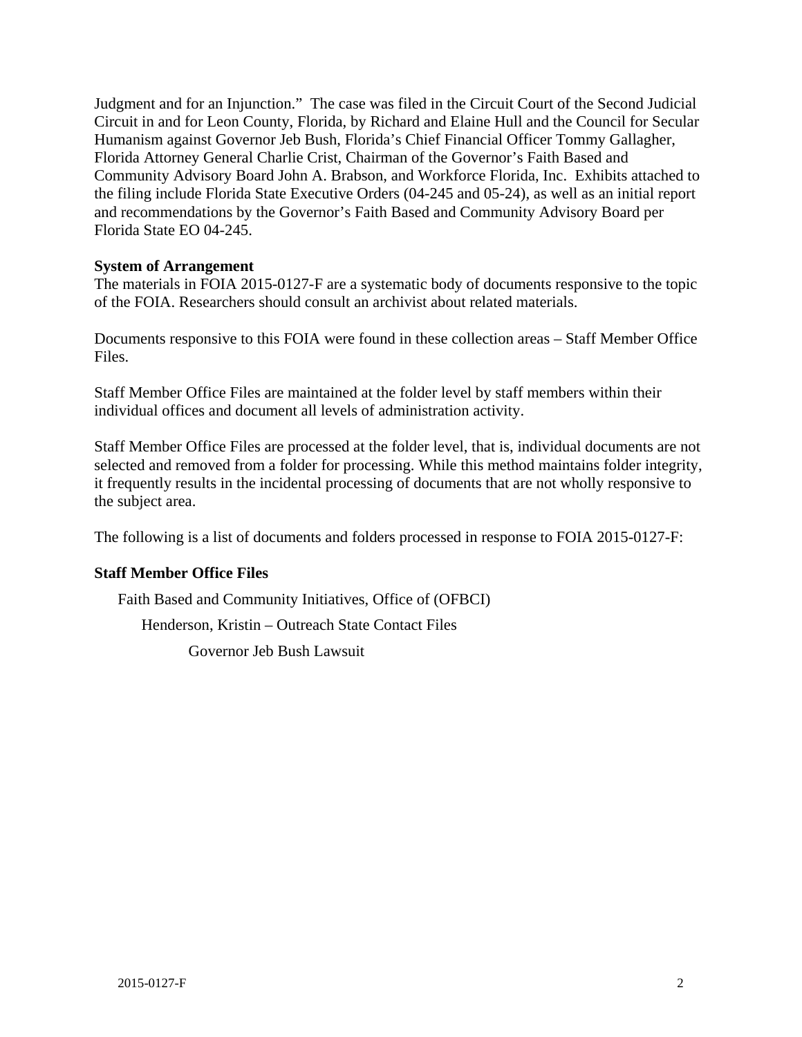Judgment and for an Injunction." The case was filed in the Circuit Court of the Second Judicial Circuit in and for Leon County, Florida, by Richard and Elaine Hull and the Council for Secular Humanism against Governor Jeb Bush, Florida's Chief Financial Officer Tommy Gallagher, Florida Attorney General Charlie Crist, Chairman of the Governor's Faith Based and Community Advisory Board John A. Brabson, and Workforce Florida, Inc. Exhibits attached to the filing include Florida State Executive Orders (04-245 and 05-24), as well as an initial report and recommendations by the Governor's Faith Based and Community Advisory Board per Florida State EO 04-245.

**System of Arrangement**
The materials in FOIA 2015-0127-F are a systematic body of documents responsive to the topic of the FOIA. Researchers should consult an archivist about related materials.

Documents responsive to this FOIA were found in these collection areas – Staff Member Office Files.

Staff Member Office Files are maintained at the folder level by staff members within their individual offices and document all levels of administration activity.

Staff Member Office Files are processed at the folder level, that is, individual documents are not selected and removed from a folder for processing. While this method maintains folder integrity, it frequently results in the incidental processing of documents that are not wholly responsive to the subject area.

The following is a list of documents and folders processed in response to FOIA 2015-0127-F:

**Staff Member Office Files**

- Faith Based and Community Initiatives, Office of (OFBCI)
  - Henderson, Kristin – Outreach State Contact Files
    - Governor Jeb Bush Lawsuit